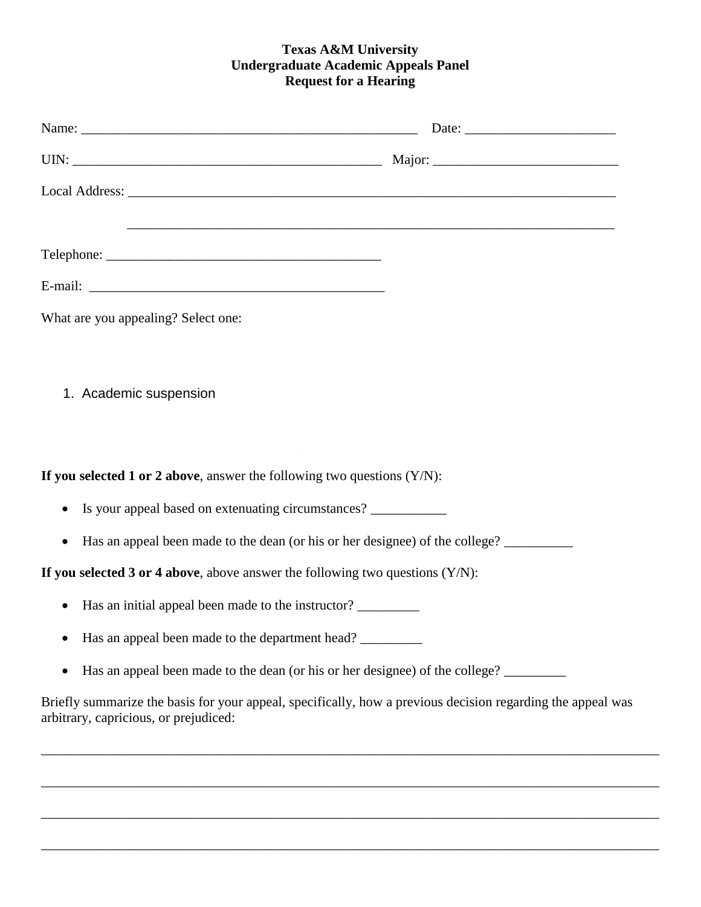**Texas A&M University**
**Undergraduate Academic Appeals Panel**
**Request for a Hearing**

Name: _______________________________________________ Date: ____________________

UIN: ____________________________________________ Major: ________________________

Local Address: _______________________________________________________________________

_______________________________________________________________________

Telephone: ________________________________________

E-mail: ___________________________________________

What are you appealing? Select one:

1. Academic suspension

**If you selected 1 or 2 above**, answer the following two questions (Y/N):

- Is your appeal based on extenuating circumstances? ___________
- Has an appeal been made to the dean (or his or her designee) of the college? __________

**If you selected 3 or 4 above**, above answer the following two questions (Y/N):

- Has an initial appeal been made to the instructor? _________
- Has an appeal been made to the department head? _________
- Has an appeal been made to the dean (or his or her designee) of the college? _________

Briefly summarize the basis for your appeal, specifically, how a previous decision regarding the appeal was arbitrary, capricious, or prejudiced:

______________________________________________________________________________________

______________________________________________________________________________________

______________________________________________________________________________________

______________________________________________________________________________________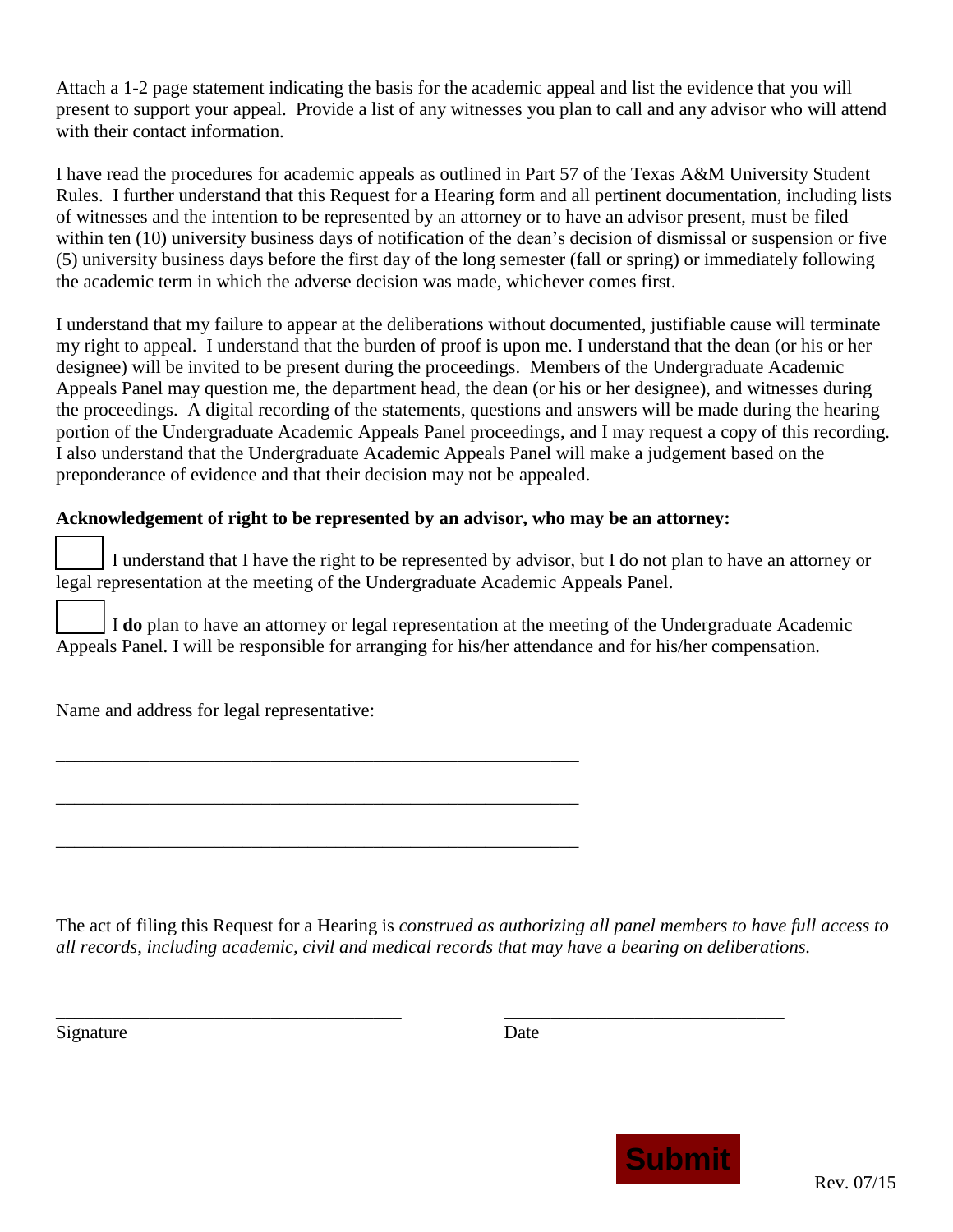Attach a 1-2 page statement indicating the basis for the academic appeal and list the evidence that you will present to support your appeal. Provide a list of any witnesses you plan to call and any advisor who will attend with their contact information.

I have read the procedures for academic appeals as outlined in Part 57 of the Texas A&M University Student Rules. I further understand that this Request for a Hearing form and all pertinent documentation, including lists of witnesses and the intention to be represented by an attorney or to have an advisor present, must be filed within ten (10) university business days of notification of the dean's decision of dismissal or suspension or five (5) university business days before the first day of the long semester (fall or spring) or immediately following the academic term in which the adverse decision was made, whichever comes first.

I understand that my failure to appear at the deliberations without documented, justifiable cause will terminate my right to appeal. I understand that the burden of proof is upon me. I understand that the dean (or his or her designee) will be invited to be present during the proceedings. Members of the Undergraduate Academic Appeals Panel may question me, the department head, the dean (or his or her designee), and witnesses during the proceedings. A digital recording of the statements, questions and answers will be made during the hearing portion of the Undergraduate Academic Appeals Panel proceedings, and I may request a copy of this recording. I also understand that the Undergraduate Academic Appeals Panel will make a judgement based on the preponderance of evidence and that their decision may not be appealed.

**Acknowledgement of right to be represented by an advisor, who may be an attorney:**

☐ I understand that I have the right to be represented by advisor, but I do not plan to have an attorney or legal representation at the meeting of the Undergraduate Academic Appeals Panel.

☐ I **do** plan to have an attorney or legal representation at the meeting of the Undergraduate Academic Appeals Panel. I will be responsible for arranging for his/her attendance and for his/her compensation.

Name and address for legal representative:

_______________________________________________

_______________________________________________

_______________________________________________

The act of filing this Request for a Hearing is *construed as authorizing all panel members to have full access to all records, including academic, civil and medical records that may have a bearing on deliberations.*

_______________________________ _______________________

Signature Date

Submit

Rev. 07/15